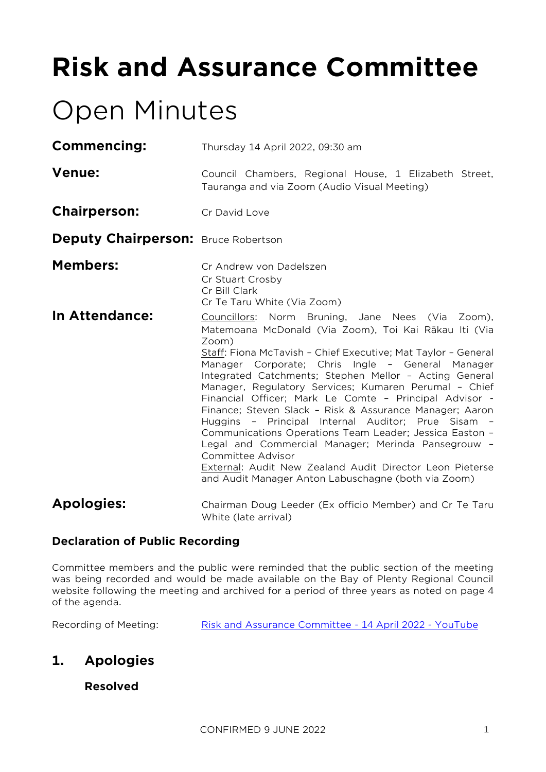# Risk and Assurance Committee

# Open Minutes

**Commencing:** Thursday 14 April 2022, 09:30 am

**Venue:** Council Chambers, Regional House, 1 Elizabeth Street, Tauranga and via Zoom (Audio Visual Meeting)

**Chairperson:** Cr David Love

**Deputy Chairperson:** Bruce Robertson

**Members:**
Cr Andrew von Dadelszen
Cr Stuart Crosby
Cr Bill Clark
Cr Te Taru White (Via Zoom)

**In Attendance:**
Councillors: Norm Bruning, Jane Nees (Via Zoom), Matemoana McDonald (Via Zoom), Toi Kai Rākau Iti (Via Zoom)
Staff: Fiona McTavish – Chief Executive; Mat Taylor – General Manager Corporate; Chris Ingle – General Manager Integrated Catchments; Stephen Mellor – Acting General Manager, Regulatory Services; Kumaren Perumal – Chief Financial Officer; Mark Le Comte – Principal Advisor - Finance; Steven Slack – Risk & Assurance Manager; Aaron Huggins – Principal Internal Auditor; Prue Sisam – Communications Operations Team Leader; Jessica Easton – Legal and Commercial Manager; Merinda Pansegrouw – Committee Advisor
External: Audit New Zealand Audit Director Leon Pieterse and Audit Manager Anton Labuschagne (both via Zoom)

**Apologies:** Chairman Doug Leeder (Ex officio Member) and Cr Te Taru White (late arrival)

### Declaration of Public Recording

Committee members and the public were reminded that the public section of the meeting was being recorded and would be made available on the Bay of Plenty Regional Council website following the meeting and archived for a period of three years as noted on page 4 of the agenda.

Recording of Meeting: Risk and Assurance Committee - 14 April 2022 - YouTube

## 1. Apologies

**Resolved**

CONFIRMED 9 JUNE 2022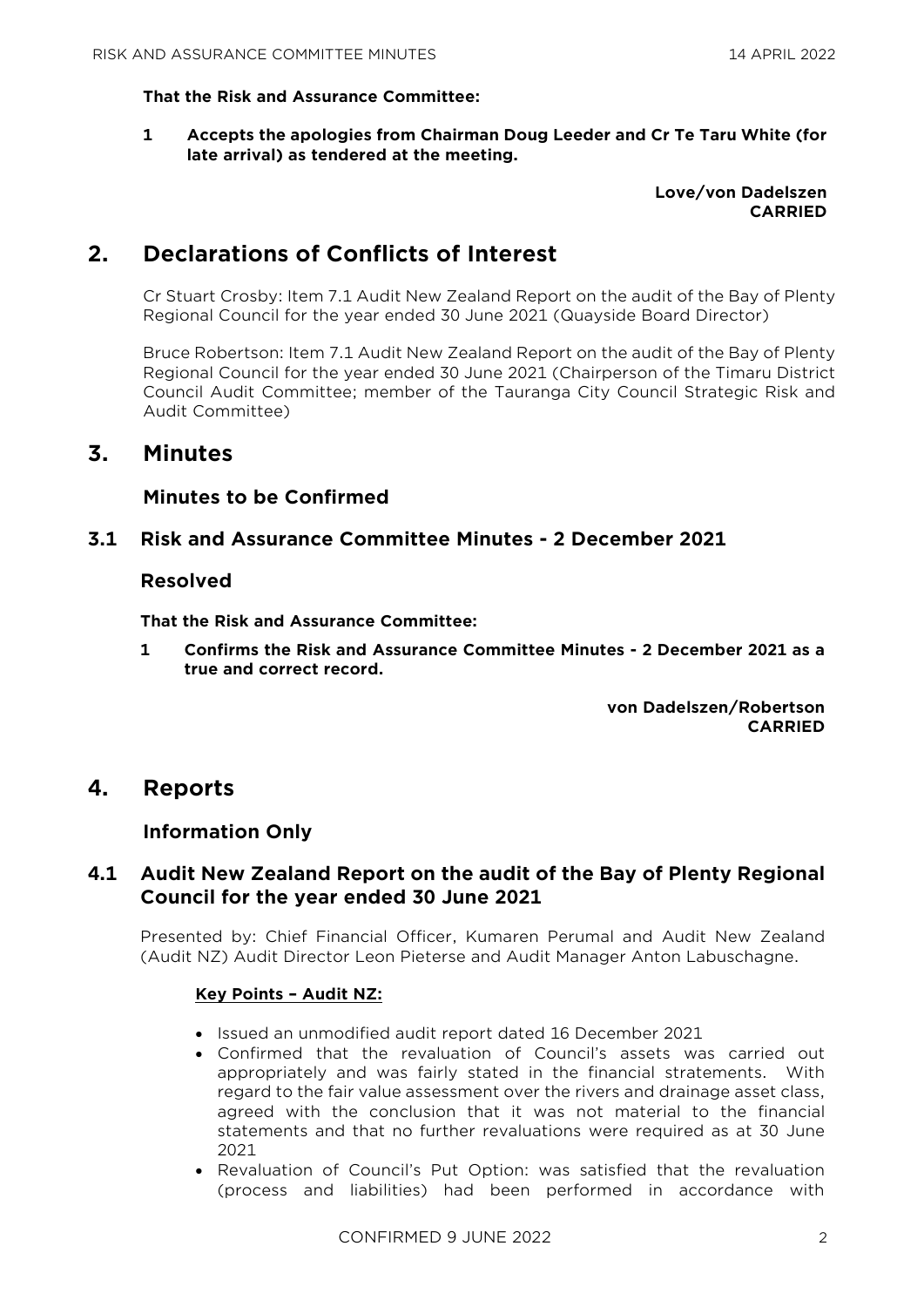**That the Risk and Assurance Committee:**

**1 Accepts the apologies from Chairman Doug Leeder and Cr Te Taru White (for late arrival) as tendered at the meeting.**

**Love/von Dadelszen**
**CARRIED**

## 2. Declarations of Conflicts of Interest

Cr Stuart Crosby: Item 7.1 Audit New Zealand Report on the audit of the Bay of Plenty Regional Council for the year ended 30 June 2021 (Quayside Board Director)

Bruce Robertson: Item 7.1 Audit New Zealand Report on the audit of the Bay of Plenty Regional Council for the year ended 30 June 2021 (Chairperson of the Timaru District Council Audit Committee; member of the Tauranga City Council Strategic Risk and Audit Committee)

## 3. Minutes

### Minutes to be Confirmed

### 3.1 Risk and Assurance Committee Minutes - 2 December 2021

### Resolved

**That the Risk and Assurance Committee:**

**1 Confirms the Risk and Assurance Committee Minutes - 2 December 2021 as a true and correct record.**

**von Dadelszen/Robertson**
**CARRIED**

## 4. Reports

### Information Only

### 4.1 Audit New Zealand Report on the audit of the Bay of Plenty Regional Council for the year ended 30 June 2021

Presented by: Chief Financial Officer, Kumaren Perumal and Audit New Zealand (Audit NZ) Audit Director Leon Pieterse and Audit Manager Anton Labuschagne.

**Key Points – Audit NZ:**

- Issued an unmodified audit report dated 16 December 2021
- Confirmed that the revaluation of Council's assets was carried out appropriately and was fairly stated in the financial stratements. With regard to the fair value assessment over the rivers and drainage asset class, agreed with the conclusion that it was not material to the financial statements and that no further revaluations were required as at 30 June 2021
- Revaluation of Council's Put Option: was satisfied that the revaluation (process and liabilities) had been performed in accordance with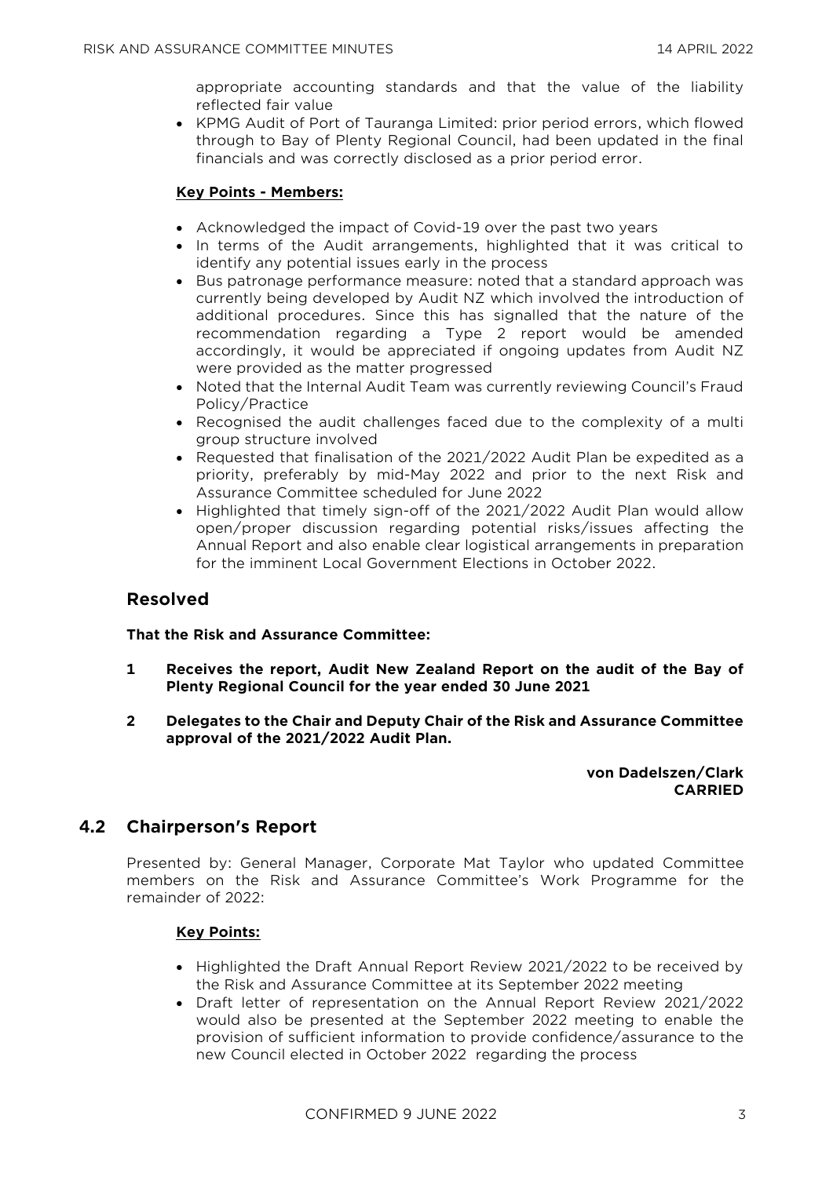appropriate accounting standards and that the value of the liability reflected fair value

- KPMG Audit of Port of Tauranga Limited: prior period errors, which flowed through to Bay of Plenty Regional Council, had been updated in the final financials and was correctly disclosed as a prior period error.

**Key Points - Members:**

- Acknowledged the impact of Covid-19 over the past two years
- In terms of the Audit arrangements, highlighted that it was critical to identify any potential issues early in the process
- Bus patronage performance measure: noted that a standard approach was currently being developed by Audit NZ which involved the introduction of additional procedures. Since this has signalled that the nature of the recommendation regarding a Type 2 report would be amended accordingly, it would be appreciated if ongoing updates from Audit NZ were provided as the matter progressed
- Noted that the Internal Audit Team was currently reviewing Council's Fraud Policy/Practice
- Recognised the audit challenges faced due to the complexity of a multi group structure involved
- Requested that finalisation of the 2021/2022 Audit Plan be expedited as a priority, preferably by mid-May 2022 and prior to the next Risk and Assurance Committee scheduled for June 2022
- Highlighted that timely sign-off of the 2021/2022 Audit Plan would allow open/proper discussion regarding potential risks/issues affecting the Annual Report and also enable clear logistical arrangements in preparation for the imminent Local Government Elections in October 2022.

## Resolved

**That the Risk and Assurance Committee:**

**1 Receives the report, Audit New Zealand Report on the audit of the Bay of Plenty Regional Council for the year ended 30 June 2021**

**2 Delegates to the Chair and Deputy Chair of the Risk and Assurance Committee approval of the 2021/2022 Audit Plan.**

**von Dadelszen/Clark**
**CARRIED**

## 4.2 Chairperson's Report

Presented by: General Manager, Corporate Mat Taylor who updated Committee members on the Risk and Assurance Committee's Work Programme for the remainder of 2022:

**Key Points:**

- Highlighted the Draft Annual Report Review 2021/2022 to be received by the Risk and Assurance Committee at its September 2022 meeting
- Draft letter of representation on the Annual Report Review 2021/2022 would also be presented at the September 2022 meeting to enable the provision of sufficient information to provide confidence/assurance to the new Council elected in October 2022 regarding the process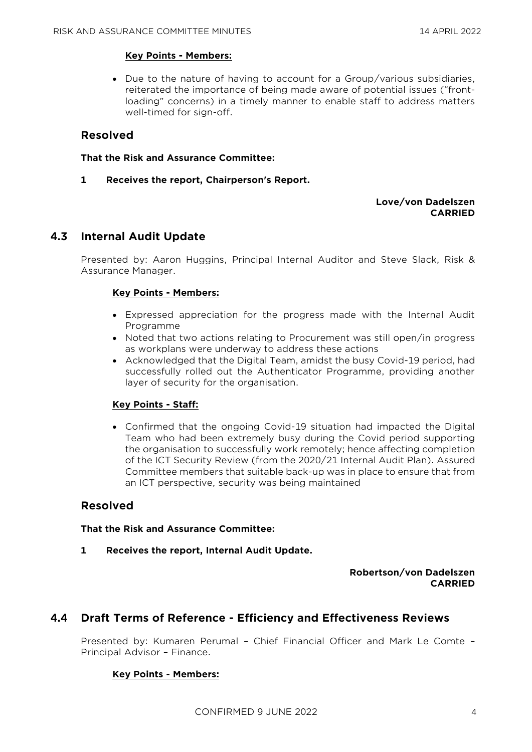#### Key Points - Members:

- Due to the nature of having to account for a Group/various subsidiaries, reiterated the importance of being made aware of potential issues ("front-loading" concerns) in a timely manner to enable staff to address matters well-timed for sign-off.

### Resolved

**That the Risk and Assurance Committee:**

**1 Receives the report, Chairperson's Report.**

**Love/von Dadelszen**
**CARRIED**

## 4.3 Internal Audit Update

Presented by: Aaron Huggins, Principal Internal Auditor and Steve Slack, Risk & Assurance Manager.

#### Key Points - Members:

- Expressed appreciation for the progress made with the Internal Audit Programme
- Noted that two actions relating to Procurement was still open/in progress as workplans were underway to address these actions
- Acknowledged that the Digital Team, amidst the busy Covid-19 period, had successfully rolled out the Authenticator Programme, providing another layer of security for the organisation.

#### Key Points - Staff:

- Confirmed that the ongoing Covid-19 situation had impacted the Digital Team who had been extremely busy during the Covid period supporting the organisation to successfully work remotely; hence affecting completion of the ICT Security Review (from the 2020/21 Internal Audit Plan). Assured Committee members that suitable back-up was in place to ensure that from an ICT perspective, security was being maintained

### Resolved

**That the Risk and Assurance Committee:**

**1 Receives the report, Internal Audit Update.**

**Robertson/von Dadelszen**
**CARRIED**

## 4.4 Draft Terms of Reference - Efficiency and Effectiveness Reviews

Presented by: Kumaren Perumal – Chief Financial Officer and Mark Le Comte – Principal Advisor – Finance.

#### Key Points - Members: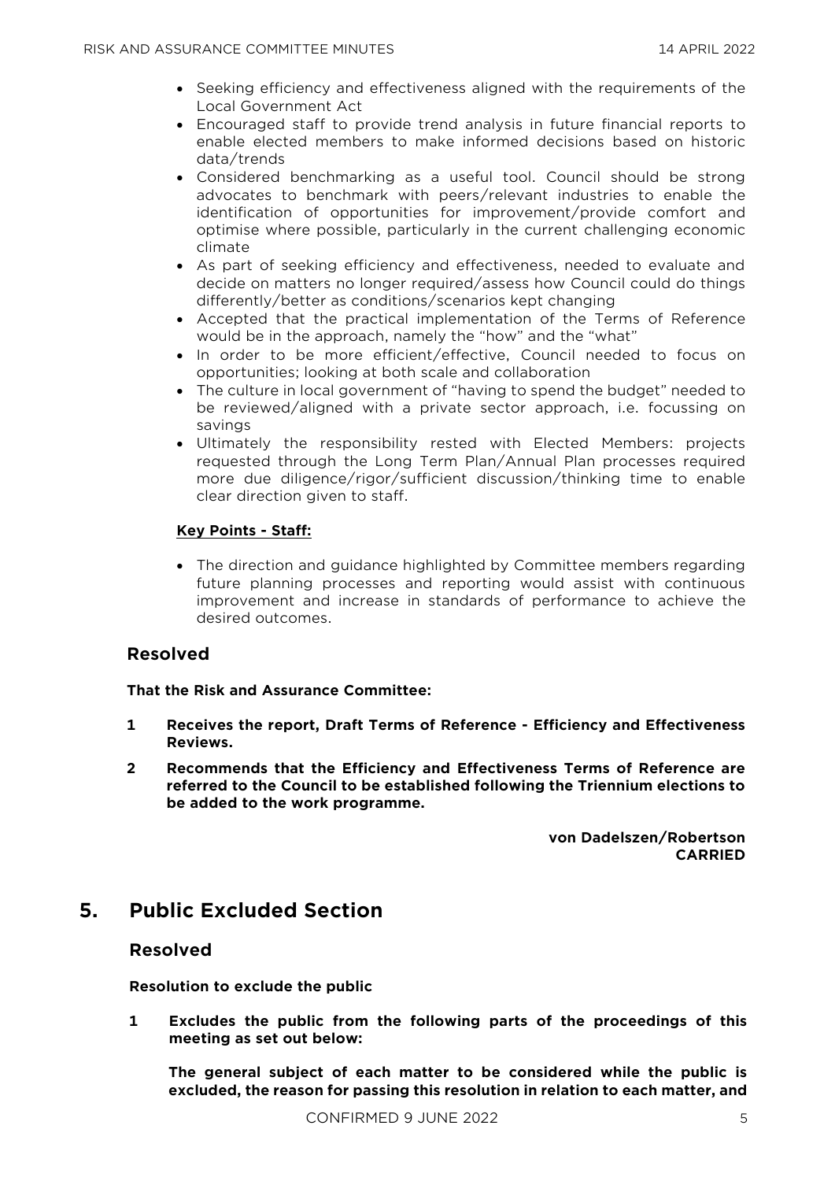- Seeking efficiency and effectiveness aligned with the requirements of the Local Government Act
- Encouraged staff to provide trend analysis in future financial reports to enable elected members to make informed decisions based on historic data/trends
- Considered benchmarking as a useful tool. Council should be strong advocates to benchmark with peers/relevant industries to enable the identification of opportunities for improvement/provide comfort and optimise where possible, particularly in the current challenging economic climate
- As part of seeking efficiency and effectiveness, needed to evaluate and decide on matters no longer required/assess how Council could do things differently/better as conditions/scenarios kept changing
- Accepted that the practical implementation of the Terms of Reference would be in the approach, namely the "how" and the "what"
- In order to be more efficient/effective, Council needed to focus on opportunities; looking at both scale and collaboration
- The culture in local government of "having to spend the budget" needed to be reviewed/aligned with a private sector approach, i.e. focussing on savings
- Ultimately the responsibility rested with Elected Members: projects requested through the Long Term Plan/Annual Plan processes required more due diligence/rigor/sufficient discussion/thinking time to enable clear direction given to staff.

**Key Points - Staff:**

- The direction and guidance highlighted by Committee members regarding future planning processes and reporting would assist with continuous improvement and increase in standards of performance to achieve the desired outcomes.

### Resolved

**That the Risk and Assurance Committee:**

**1 Receives the report, Draft Terms of Reference - Efficiency and Effectiveness Reviews.**

**2 Recommends that the Efficiency and Effectiveness Terms of Reference are referred to the Council to be established following the Triennium elections to be added to the work programme.**

**von Dadelszen/Robertson**
**CARRIED**

## 5. Public Excluded Section

### Resolved

**Resolution to exclude the public**

**1 Excludes the public from the following parts of the proceedings of this meeting as set out below:**

**The general subject of each matter to be considered while the public is excluded, the reason for passing this resolution in relation to each matter, and**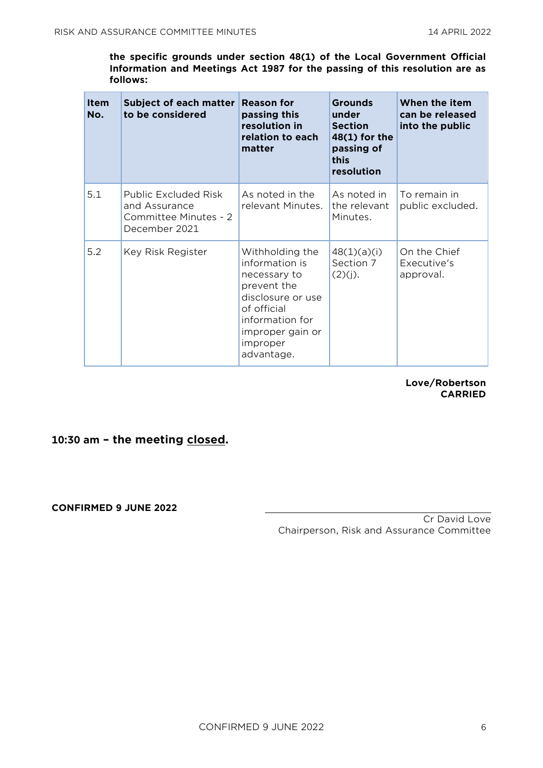**the specific grounds under section 48(1) of the Local Government Official Information and Meetings Act 1987 for the passing of this resolution are as follows:**

| Item No. | Subject of each matter to be considered | Reason for passing this resolution in relation to each matter | Grounds under Section 48(1) for the passing of this resolution | When the item can be released into the public |
|---|---|---|---|---|
| 5.1 | Public Excluded Risk and Assurance Committee Minutes - 2 December 2021 | As noted in the relevant Minutes. | As noted in the relevant Minutes. | To remain in public excluded. |
| 5.2 | Key Risk Register | Withholding the information is necessary to prevent the disclosure or use of official information for improper gain or improper advantage. | 48(1)(a)(i) Section 7 (2)(j). | On the Chief Executive's approval. |

**Love/Robertson**
**CARRIED**

**10:30 am – the meeting closed.**

**CONFIRMED 9 JUNE 2022**

Cr David Love
Chairperson, Risk and Assurance Committee